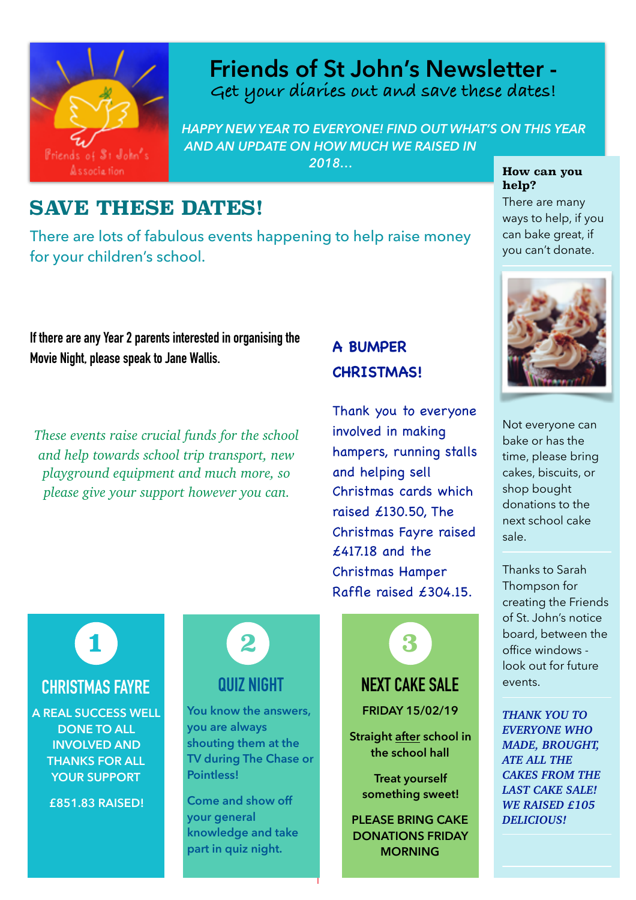# Friends of St John's Newsletter -

Get your diaries out and save these dates!

*HAPPY NEW YEAR TO EVERYONE! FIND OUT WHAT'S ON THIS YEAR AND AN UPDATE ON HOW MUCH WE RAISED IN 2018…*

## SAVE THESE DATES!

There are lots of fabulous events happening to help raise money for your children's school.

**If there are any Year 2 parents interested in organising the Movie Night, please speak to Jane Wallis.**

*These events raise crucial funds for the school and help towards school trip transport, new playground equipment and much more, so please give your support however you can.*

### A BUMPER CHRISTMAS!

Thank you to everyone involved in making hampers, running stalls and helping sell Christmas cards which raised £130.50, The Christmas Fayre raised £417.18 and the Christmas Hamper Raffle raised £304.15.

### 1 CHRISTMAS FAYRE

A REAL SUCCESS WELL DONE TO ALL INVOLVED AND THANKS FOR ALL YOUR SUPPORT

£851.83 RAISED!

### 2 QUIZ NIGHT

You know the answers, you are always shouting them at the TV during The Chase or Pointless!

Come and show off your general knowledge and take part in quiz night.

### 3 NEXT CAKE SALE

FRIDAY 15/02/19

Straight after school in the school hall

Treat yourself something sweet!

PLEASE BRING CAKE DONATIONS FRIDAY MORNING

**How can you help?**

There are many ways to help, if you can bake great, if you can't donate.

Not everyone can bake or has the time, please bring cakes, biscuits, or shop bought donations to the next school cake sale.

Thanks to Sarah Thompson for creating the Friends of St. John's notice board, between the office windows - look out for future events.

***THANK YOU TO EVERYONE WHO MADE, BROUGHT, ATE ALL THE CAKES FROM THE LAST CAKE SALE! WE RAISED £105 DELICIOUS!***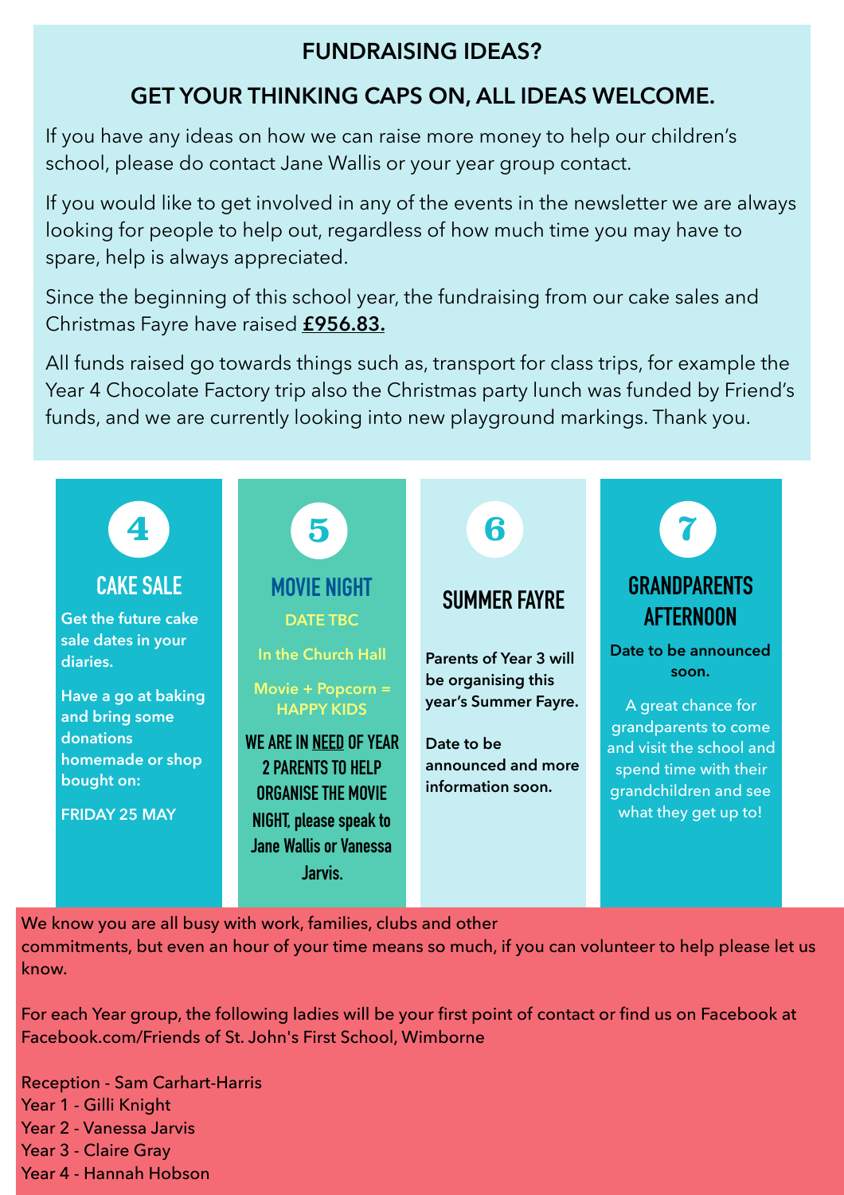## FUNDRAISING IDEAS?

## GET YOUR THINKING CAPS ON, ALL IDEAS WELCOME.

If you have any ideas on how we can raise more money to help our children's school, please do contact Jane Wallis or your year group contact.

If you would like to get involved in any of the events in the newsletter we are always looking for people to help out, regardless of how much time you may have to spare, help is always appreciated.

Since the beginning of this school year, the fundraising from our cake sales and Christmas Fayre have raised **£956.83.**

All funds raised go towards things such as, transport for class trips, for example the Year 4 Chocolate Factory trip also the Christmas party lunch was funded by Friend's funds, and we are currently looking into new playground markings. Thank you.

### 4 CAKE SALE

Get the future cake sale dates in your diaries.

Have a go at baking and bring some donations homemade or shop bought on:

FRIDAY 25 MAY

### 5 MOVIE NIGHT

DATE TBC

In the Church Hall

Movie + Popcorn = HAPPY KIDS

**WE ARE IN NEED OF YEAR 2 PARENTS TO HELP ORGANISE THE MOVIE NIGHT, please speak to Jane Wallis or Vanessa Jarvis.**

### 6 SUMMER FAYRE

Parents of Year 3 will be organising this year's Summer Fayre.

Date to be announced and more information soon.

### 7 GRANDPARENTS AFTERNOON

Date to be announced soon.

A great chance for grandparents to come and visit the school and spend time with their grandchildren and see what they get up to!

We know you are all busy with work, families, clubs and other commitments, but even an hour of your time means so much, if you can volunteer to help please let us know.

For each Year group, the following ladies will be your first point of contact or find us on Facebook at Facebook.com/Friends of St. John's First School, Wimborne

Reception - Sam Carhart-Harris
Year 1 - Gilli Knight
Year 2 - Vanessa Jarvis
Year 3 - Claire Gray
Year 4 - Hannah Hobson